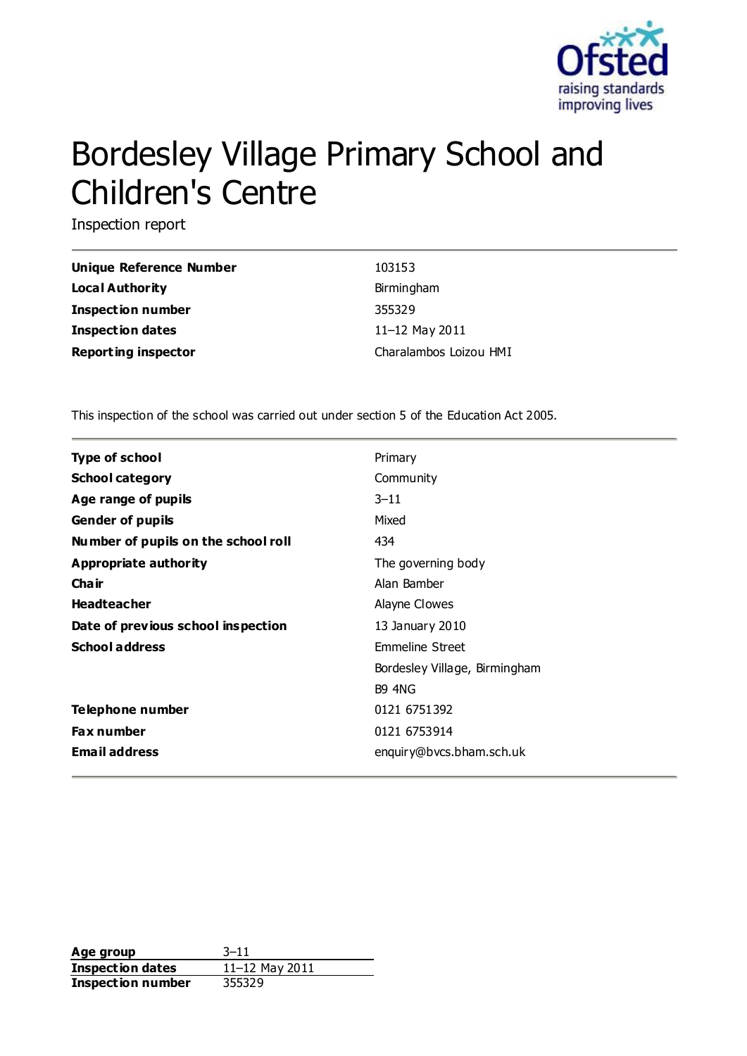# Bordesley Village Primary School and Children's Centre

Inspection report

| | |
|---|---|
| **Unique Reference Number** | 103153 |
| **Local Authority** | Birmingham |
| **Inspection number** | 355329 |
| **Inspection dates** | 11–12 May 2011 |
| **Reporting inspector** | Charalambos Loizou HMI |

This inspection of the school was carried out under section 5 of the Education Act 2005.

| | |
|---|---|
| **Type of school** | Primary |
| **School category** | Community |
| **Age range of pupils** | 3–11 |
| **Gender of pupils** | Mixed |
| **Number of pupils on the school roll** | 434 |
| **Appropriate authority** | The governing body |
| **Chair** | Alan Bamber |
| **Headteacher** | Alayne Clowes |
| **Date of previous school inspection** | 13 January 2010 |
| **School address** | Emmeline Street |
| | Bordesley Village, Birmingham |
| | B9 4NG |
| **Telephone number** | 0121 6751392 |
| **Fax number** | 0121 6753914 |
| **Email address** | enquiry@bvcs.bham.sch.uk |

| | |
|---|---|
| **Age group** | 3–11 |
| **Inspection dates** | 11–12 May 2011 |
| **Inspection number** | 355329 |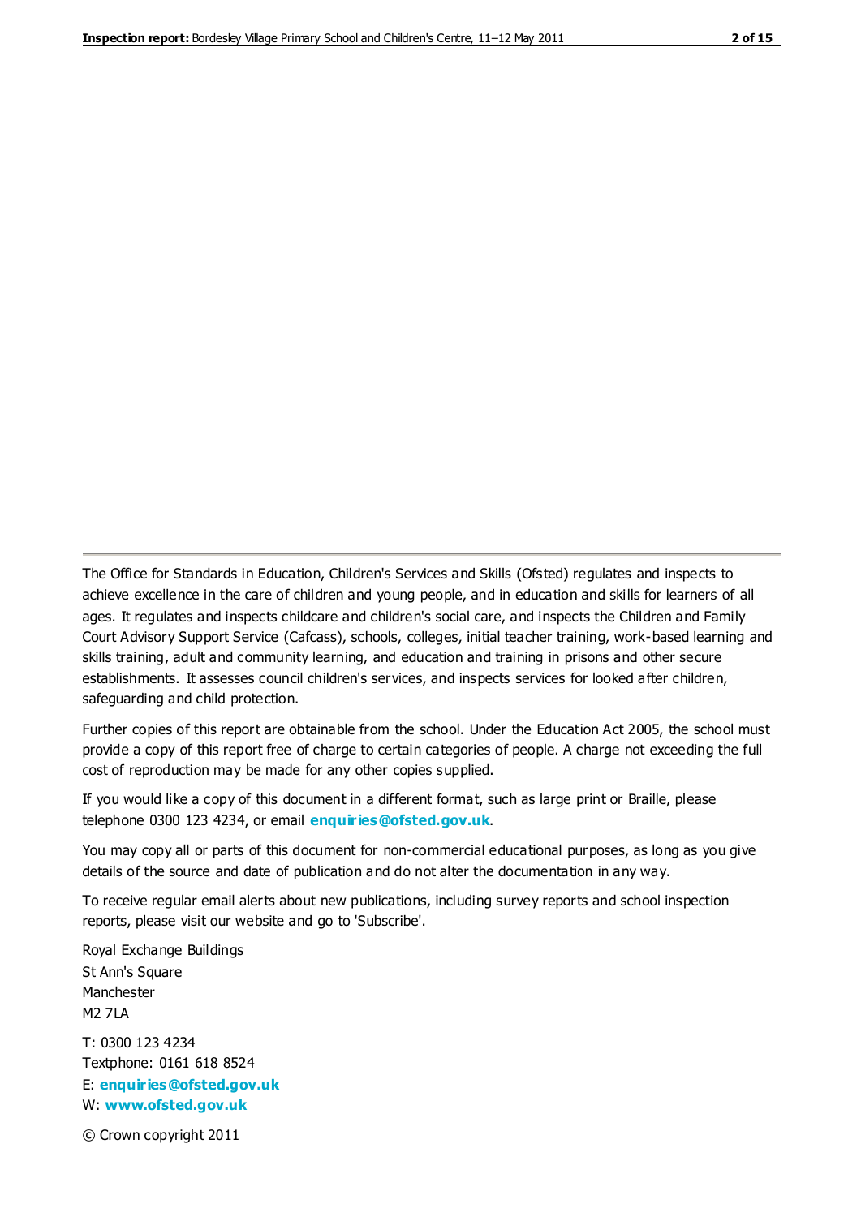The Office for Standards in Education, Children's Services and Skills (Ofsted) regulates and inspects to achieve excellence in the care of children and young people, and in education and skills for learners of all ages. It regulates and inspects childcare and children's social care, and inspects the Children and Family Court Advisory Support Service (Cafcass), schools, colleges, initial teacher training, work-based learning and skills training, adult and community learning, and education and training in prisons and other secure establishments. It assesses council children's services, and inspects services for looked after children, safeguarding and child protection.

Further copies of this report are obtainable from the school. Under the Education Act 2005, the school must provide a copy of this report free of charge to certain categories of people. A charge not exceeding the full cost of reproduction may be made for any other copies supplied.

If you would like a copy of this document in a different format, such as large print or Braille, please telephone 0300 123 4234, or email **enquiries@ofsted.gov.uk**.

You may copy all or parts of this document for non-commercial educational purposes, as long as you give details of the source and date of publication and do not alter the documentation in any way.

To receive regular email alerts about new publications, including survey reports and school inspection reports, please visit our website and go to 'Subscribe'.

Royal Exchange Buildings
St Ann's Square
Manchester
M2 7LA

T: 0300 123 4234
Textphone: 0161 618 8524
E: **enquiries@ofsted.gov.uk**
W: **www.ofsted.gov.uk**

© Crown copyright 2011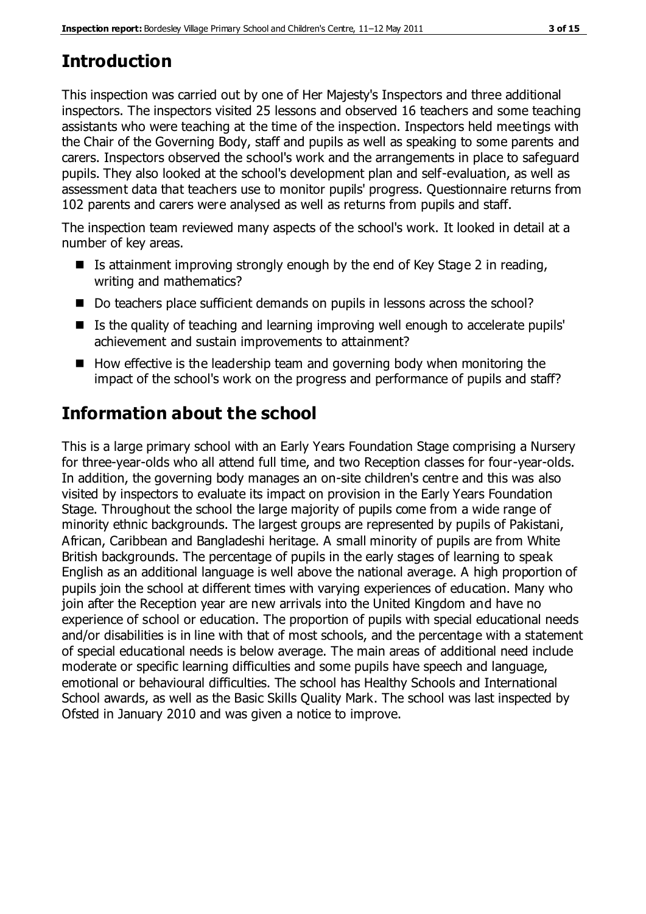# Introduction

This inspection was carried out by one of Her Majesty's Inspectors and three additional inspectors. The inspectors visited 25 lessons and observed 16 teachers and some teaching assistants who were teaching at the time of the inspection. Inspectors held meetings with the Chair of the Governing Body, staff and pupils as well as speaking to some parents and carers. Inspectors observed the school's work and the arrangements in place to safeguard pupils. They also looked at the school's development plan and self-evaluation, as well as assessment data that teachers use to monitor pupils' progress. Questionnaire returns from 102 parents and carers were analysed as well as returns from pupils and staff.

The inspection team reviewed many aspects of the school's work. It looked in detail at a number of key areas.

- Is attainment improving strongly enough by the end of Key Stage 2 in reading, writing and mathematics?
- Do teachers place sufficient demands on pupils in lessons across the school?
- Is the quality of teaching and learning improving well enough to accelerate pupils' achievement and sustain improvements to attainment?
- How effective is the leadership team and governing body when monitoring the impact of the school's work on the progress and performance of pupils and staff?

# Information about the school

This is a large primary school with an Early Years Foundation Stage comprising a Nursery for three-year-olds who all attend full time, and two Reception classes for four-year-olds. In addition, the governing body manages an on-site children's centre and this was also visited by inspectors to evaluate its impact on provision in the Early Years Foundation Stage. Throughout the school the large majority of pupils come from a wide range of minority ethnic backgrounds. The largest groups are represented by pupils of Pakistani, African, Caribbean and Bangladeshi heritage. A small minority of pupils are from White British backgrounds. The percentage of pupils in the early stages of learning to speak English as an additional language is well above the national average. A high proportion of pupils join the school at different times with varying experiences of education. Many who join after the Reception year are new arrivals into the United Kingdom and have no experience of school or education. The proportion of pupils with special educational needs and/or disabilities is in line with that of most schools, and the percentage with a statement of special educational needs is below average. The main areas of additional need include moderate or specific learning difficulties and some pupils have speech and language, emotional or behavioural difficulties. The school has Healthy Schools and International School awards, as well as the Basic Skills Quality Mark. The school was last inspected by Ofsted in January 2010 and was given a notice to improve.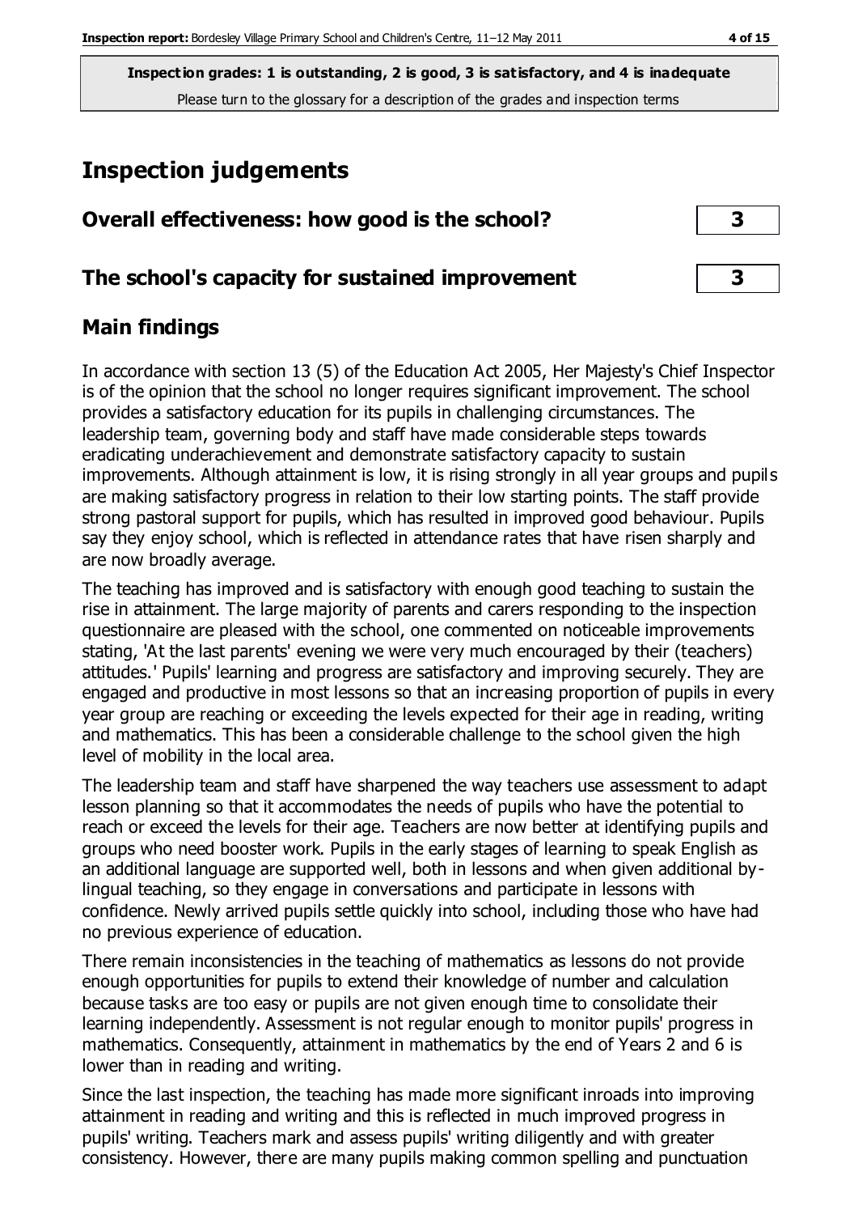**Inspection grades: 1 is outstanding, 2 is good, 3 is satisfactory, and 4 is inadequate**
Please turn to the glossary for a description of the grades and inspection terms

# Inspection judgements

| Overall effectiveness: how good is the school? | 3 |
|---|---|
| **The school's capacity for sustained improvement** | **3** |

## Main findings

In accordance with section 13 (5) of the Education Act 2005, Her Majesty's Chief Inspector is of the opinion that the school no longer requires significant improvement. The school provides a satisfactory education for its pupils in challenging circumstances. The leadership team, governing body and staff have made considerable steps towards eradicating underachievement and demonstrate satisfactory capacity to sustain improvements. Although attainment is low, it is rising strongly in all year groups and pupils are making satisfactory progress in relation to their low starting points. The staff provide strong pastoral support for pupils, which has resulted in improved good behaviour. Pupils say they enjoy school, which is reflected in attendance rates that have risen sharply and are now broadly average.

The teaching has improved and is satisfactory with enough good teaching to sustain the rise in attainment. The large majority of parents and carers responding to the inspection questionnaire are pleased with the school, one commented on noticeable improvements stating, 'At the last parents' evening we were very much encouraged by their (teachers) attitudes.' Pupils' learning and progress are satisfactory and improving securely. They are engaged and productive in most lessons so that an increasing proportion of pupils in every year group are reaching or exceeding the levels expected for their age in reading, writing and mathematics. This has been a considerable challenge to the school given the high level of mobility in the local area.

The leadership team and staff have sharpened the way teachers use assessment to adapt lesson planning so that it accommodates the needs of pupils who have the potential to reach or exceed the levels for their age. Teachers are now better at identifying pupils and groups who need booster work. Pupils in the early stages of learning to speak English as an additional language are supported well, both in lessons and when given additional by-lingual teaching, so they engage in conversations and participate in lessons with confidence. Newly arrived pupils settle quickly into school, including those who have had no previous experience of education.

There remain inconsistencies in the teaching of mathematics as lessons do not provide enough opportunities for pupils to extend their knowledge of number and calculation because tasks are too easy or pupils are not given enough time to consolidate their learning independently. Assessment is not regular enough to monitor pupils' progress in mathematics. Consequently, attainment in mathematics by the end of Years 2 and 6 is lower than in reading and writing.

Since the last inspection, the teaching has made more significant inroads into improving attainment in reading and writing and this is reflected in much improved progress in pupils' writing. Teachers mark and assess pupils' writing diligently and with greater consistency. However, there are many pupils making common spelling and punctuation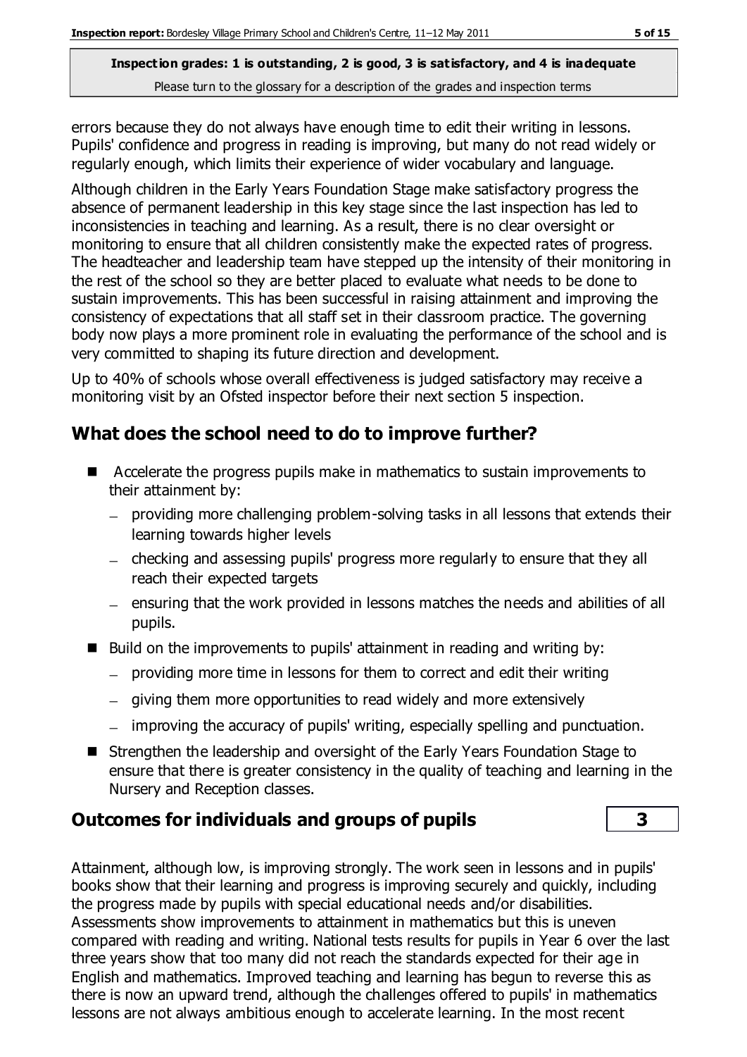errors because they do not always have enough time to edit their writing in lessons. Pupils' confidence and progress in reading is improving, but many do not read widely or regularly enough, which limits their experience of wider vocabulary and language.

Although children in the Early Years Foundation Stage make satisfactory progress the absence of permanent leadership in this key stage since the last inspection has led to inconsistencies in teaching and learning. As a result, there is no clear oversight or monitoring to ensure that all children consistently make the expected rates of progress. The headteacher and leadership team have stepped up the intensity of their monitoring in the rest of the school so they are better placed to evaluate what needs to be done to sustain improvements. This has been successful in raising attainment and improving the consistency of expectations that all staff set in their classroom practice. The governing body now plays a more prominent role in evaluating the performance of the school and is very committed to shaping its future direction and development.

Up to 40% of schools whose overall effectiveness is judged satisfactory may receive a monitoring visit by an Ofsted inspector before their next section 5 inspection.

## What does the school need to do to improve further?

- Accelerate the progress pupils make in mathematics to sustain improvements to their attainment by:
  - providing more challenging problem-solving tasks in all lessons that extends their learning towards higher levels
  - checking and assessing pupils' progress more regularly to ensure that they all reach their expected targets
  - ensuring that the work provided in lessons matches the needs and abilities of all pupils.
- Build on the improvements to pupils' attainment in reading and writing by:
  - providing more time in lessons for them to correct and edit their writing
  - giving them more opportunities to read widely and more extensively
  - improving the accuracy of pupils' writing, especially spelling and punctuation.
- Strengthen the leadership and oversight of the Early Years Foundation Stage to ensure that there is greater consistency in the quality of teaching and learning in the Nursery and Reception classes.

## Outcomes for individuals and groups of pupils — 3

Attainment, although low, is improving strongly. The work seen in lessons and in pupils' books show that their learning and progress is improving securely and quickly, including the progress made by pupils with special educational needs and/or disabilities. Assessments show improvements to attainment in mathematics but this is uneven compared with reading and writing. National tests results for pupils in Year 6 over the last three years show that too many did not reach the standards expected for their age in English and mathematics. Improved teaching and learning has begun to reverse this as there is now an upward trend, although the challenges offered to pupils' in mathematics lessons are not always ambitious enough to accelerate learning. In the most recent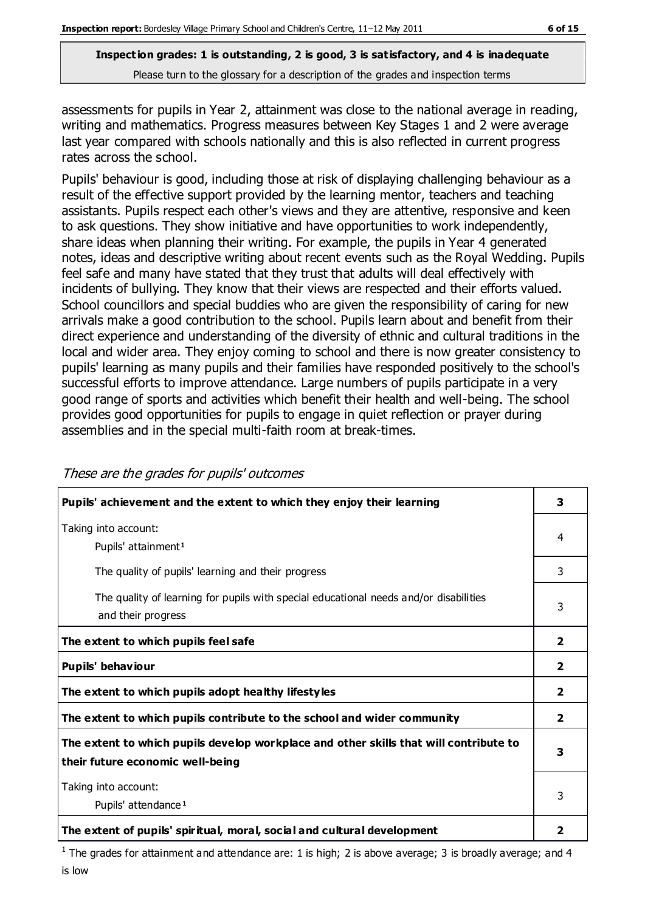**Inspection grades: 1 is outstanding, 2 is good, 3 is satisfactory, and 4 is inadequate**
Please turn to the glossary for a description of the grades and inspection terms

assessments for pupils in Year 2, attainment was close to the national average in reading, writing and mathematics. Progress measures between Key Stages 1 and 2 were average last year compared with schools nationally and this is also reflected in current progress rates across the school.

Pupils' behaviour is good, including those at risk of displaying challenging behaviour as a result of the effective support provided by the learning mentor, teachers and teaching assistants. Pupils respect each other's views and they are attentive, responsive and keen to ask questions. They show initiative and have opportunities to work independently, share ideas when planning their writing. For example, the pupils in Year 4 generated notes, ideas and descriptive writing about recent events such as the Royal Wedding. Pupils feel safe and many have stated that they trust that adults will deal effectively with incidents of bullying. They know that their views are respected and their efforts valued. School councillors and special buddies who are given the responsibility of caring for new arrivals make a good contribution to the school. Pupils learn about and benefit from their direct experience and understanding of the diversity of ethnic and cultural traditions in the local and wider area. They enjoy coming to school and there is now greater consistency to pupils' learning as many pupils and their families have responded positively to the school's successful efforts to improve attendance. Large numbers of pupils participate in a very good range of sports and activities which benefit their health and well-being. The school provides good opportunities for pupils to engage in quiet reflection or prayer during assemblies and in the special multi-faith room at break-times.

*These are the grades for pupils' outcomes*

| | |
|---|---|
| **Pupils' achievement and the extent to which they enjoy their learning** | **3** |
| Taking into account:<br>Pupils' attainment[1] | 4 |
| The quality of pupils' learning and their progress | 3 |
| The quality of learning for pupils with special educational needs and/or disabilities and their progress | 3 |
| **The extent to which pupils feel safe** | **2** |
| **Pupils' behaviour** | **2** |
| **The extent to which pupils adopt healthy lifestyles** | **2** |
| **The extent to which pupils contribute to the school and wider community** | **2** |
| **The extent to which pupils develop workplace and other skills that will contribute to their future economic well-being** | **3** |
| Taking into account:<br>Pupils' attendance[1] | 3 |
| **The extent of pupils' spiritual, moral, social and cultural development** | **2** |

[1] The grades for attainment and attendance are: 1 is high; 2 is above average; 3 is broadly average; and 4 is low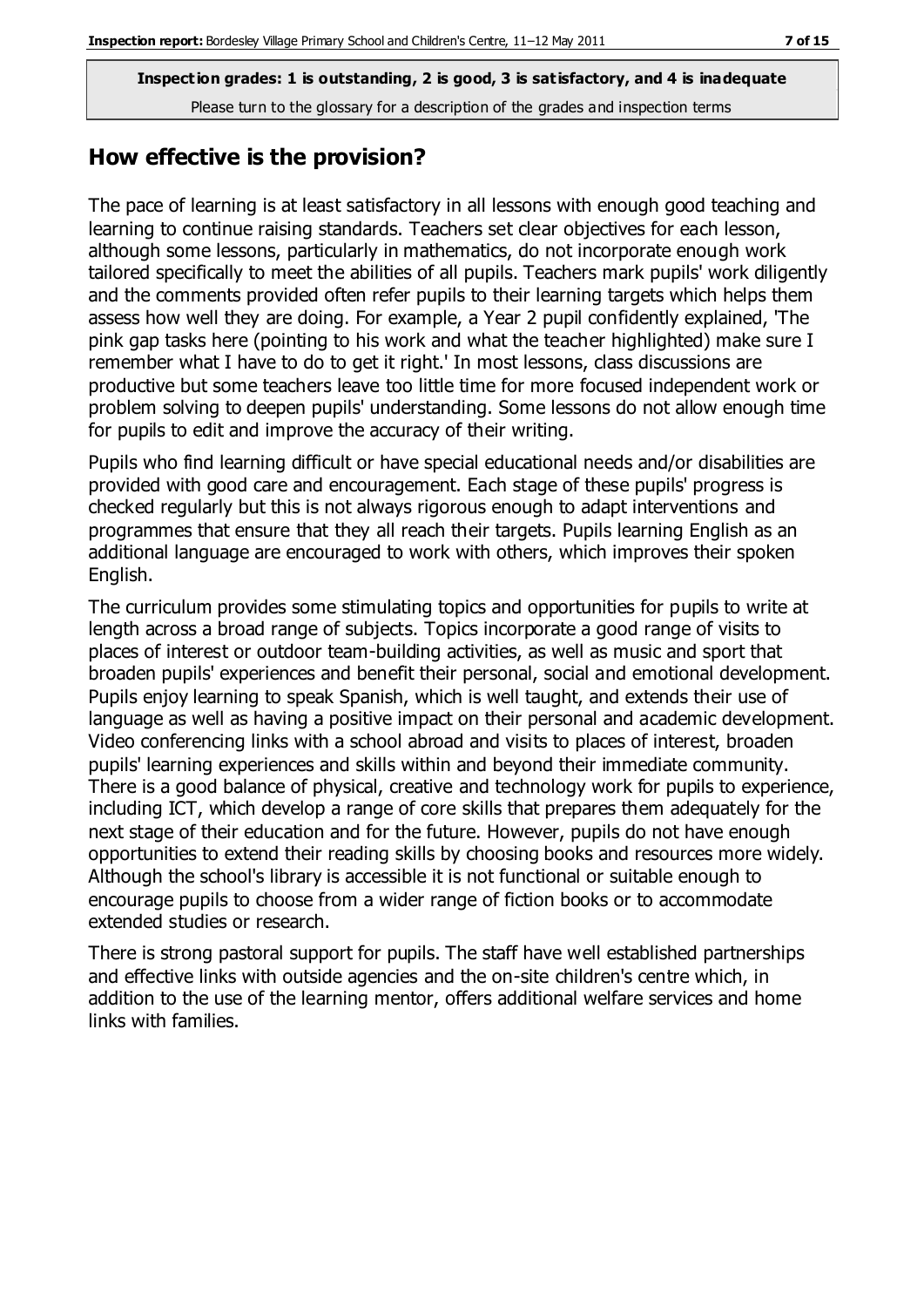**Inspection grades: 1 is outstanding, 2 is good, 3 is satisfactory, and 4 is inadequate**

Please turn to the glossary for a description of the grades and inspection terms

## How effective is the provision?

The pace of learning is at least satisfactory in all lessons with enough good teaching and learning to continue raising standards. Teachers set clear objectives for each lesson, although some lessons, particularly in mathematics, do not incorporate enough work tailored specifically to meet the abilities of all pupils. Teachers mark pupils' work diligently and the comments provided often refer pupils to their learning targets which helps them assess how well they are doing. For example, a Year 2 pupil confidently explained, 'The pink gap tasks here (pointing to his work and what the teacher highlighted) make sure I remember what I have to do to get it right.' In most lessons, class discussions are productive but some teachers leave too little time for more focused independent work or problem solving to deepen pupils' understanding. Some lessons do not allow enough time for pupils to edit and improve the accuracy of their writing.

Pupils who find learning difficult or have special educational needs and/or disabilities are provided with good care and encouragement. Each stage of these pupils' progress is checked regularly but this is not always rigorous enough to adapt interventions and programmes that ensure that they all reach their targets. Pupils learning English as an additional language are encouraged to work with others, which improves their spoken English.

The curriculum provides some stimulating topics and opportunities for pupils to write at length across a broad range of subjects. Topics incorporate a good range of visits to places of interest or outdoor team-building activities, as well as music and sport that broaden pupils' experiences and benefit their personal, social and emotional development. Pupils enjoy learning to speak Spanish, which is well taught, and extends their use of language as well as having a positive impact on their personal and academic development. Video conferencing links with a school abroad and visits to places of interest, broaden pupils' learning experiences and skills within and beyond their immediate community. There is a good balance of physical, creative and technology work for pupils to experience, including ICT, which develop a range of core skills that prepares them adequately for the next stage of their education and for the future. However, pupils do not have enough opportunities to extend their reading skills by choosing books and resources more widely. Although the school's library is accessible it is not functional or suitable enough to encourage pupils to choose from a wider range of fiction books or to accommodate extended studies or research.

There is strong pastoral support for pupils. The staff have well established partnerships and effective links with outside agencies and the on-site children's centre which, in addition to the use of the learning mentor, offers additional welfare services and home links with families.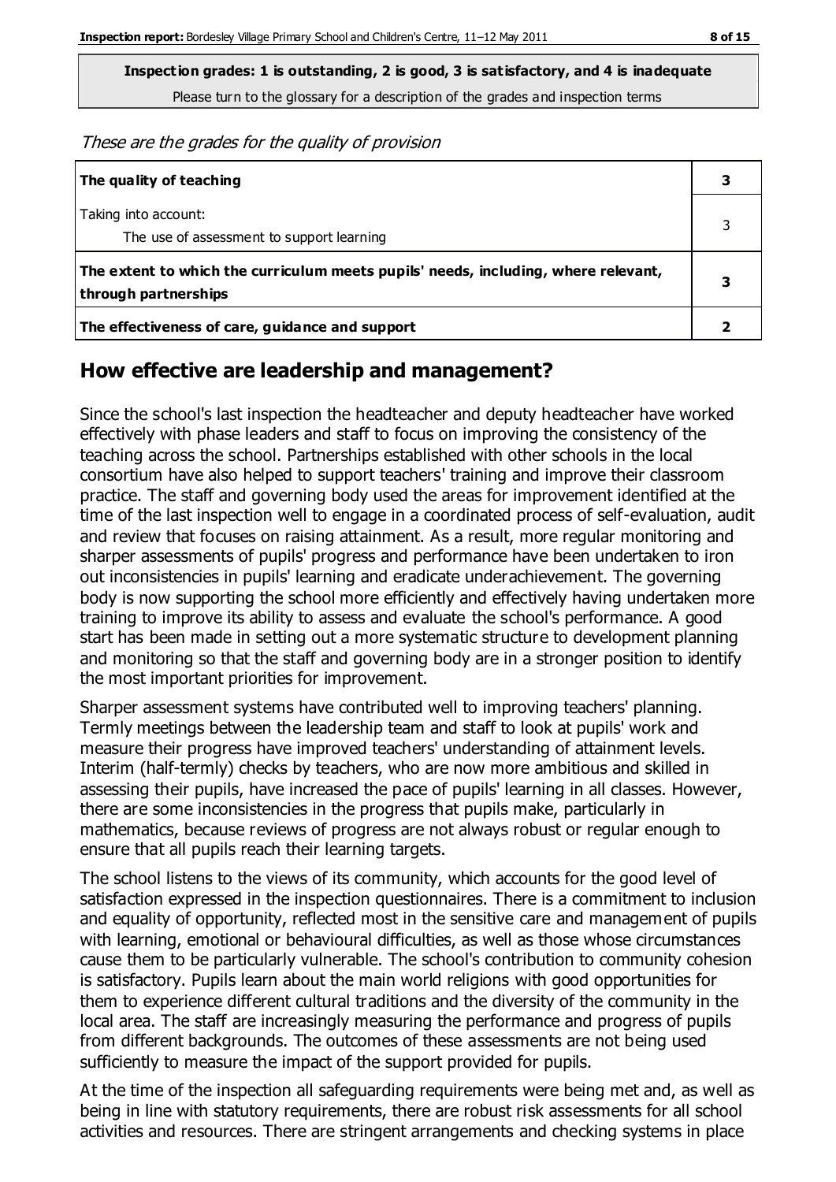**Inspection grades: 1 is outstanding, 2 is good, 3 is satisfactory, and 4 is inadequate**

Please turn to the glossary for a description of the grades and inspection terms

*These are the grades for the quality of provision*

| | |
|---|---|
| **The quality of teaching** | **3** |
| Taking into account:<br>The use of assessment to support learning | 3 |
| **The extent to which the curriculum meets pupils' needs, including, where relevant, through partnerships** | **3** |
| **The effectiveness of care, guidance and support** | **2** |

## How effective are leadership and management?

Since the school's last inspection the headteacher and deputy headteacher have worked effectively with phase leaders and staff to focus on improving the consistency of the teaching across the school. Partnerships established with other schools in the local consortium have also helped to support teachers' training and improve their classroom practice. The staff and governing body used the areas for improvement identified at the time of the last inspection well to engage in a coordinated process of self-evaluation, audit and review that focuses on raising attainment. As a result, more regular monitoring and sharper assessments of pupils' progress and performance have been undertaken to iron out inconsistencies in pupils' learning and eradicate underachievement. The governing body is now supporting the school more efficiently and effectively having undertaken more training to improve its ability to assess and evaluate the school's performance. A good start has been made in setting out a more systematic structure to development planning and monitoring so that the staff and governing body are in a stronger position to identify the most important priorities for improvement.

Sharper assessment systems have contributed well to improving teachers' planning. Termly meetings between the leadership team and staff to look at pupils' work and measure their progress have improved teachers' understanding of attainment levels. Interim (half-termly) checks by teachers, who are now more ambitious and skilled in assessing their pupils, have increased the pace of pupils' learning in all classes. However, there are some inconsistencies in the progress that pupils make, particularly in mathematics, because reviews of progress are not always robust or regular enough to ensure that all pupils reach their learning targets.

The school listens to the views of its community, which accounts for the good level of satisfaction expressed in the inspection questionnaires. There is a commitment to inclusion and equality of opportunity, reflected most in the sensitive care and management of pupils with learning, emotional or behavioural difficulties, as well as those whose circumstances cause them to be particularly vulnerable. The school's contribution to community cohesion is satisfactory. Pupils learn about the main world religions with good opportunities for them to experience different cultural traditions and the diversity of the community in the local area. The staff are increasingly measuring the performance and progress of pupils from different backgrounds. The outcomes of these assessments are not being used sufficiently to measure the impact of the support provided for pupils.

At the time of the inspection all safeguarding requirements were being met and, as well as being in line with statutory requirements, there are robust risk assessments for all school activities and resources. There are stringent arrangements and checking systems in place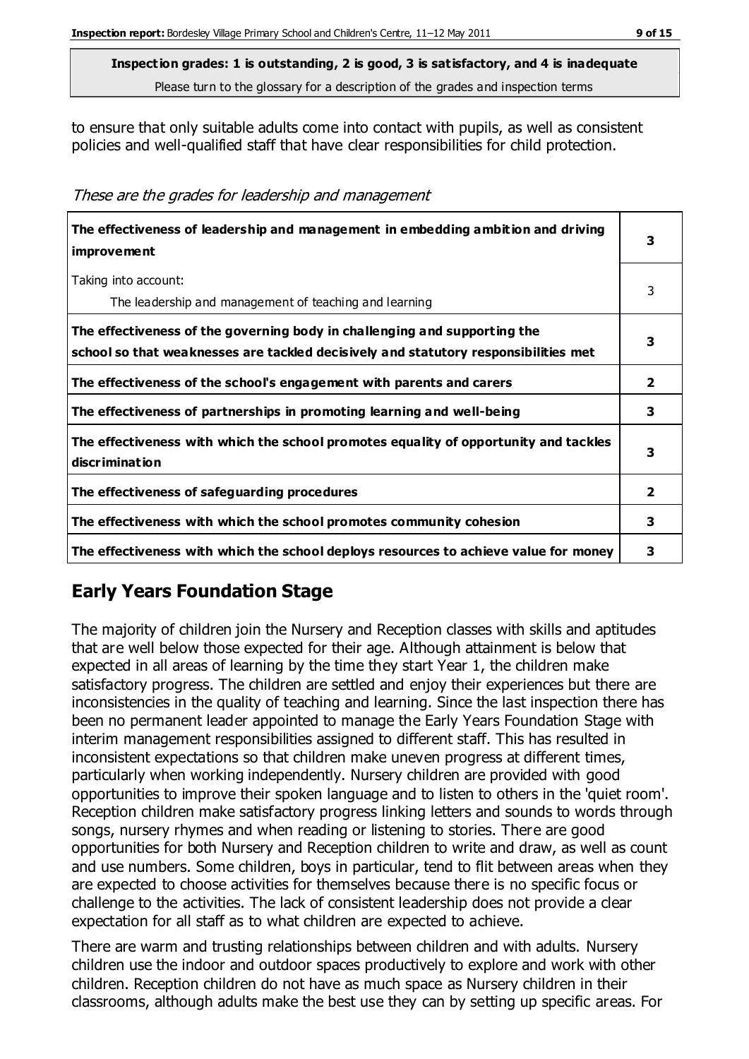**Inspection grades: 1 is outstanding, 2 is good, 3 is satisfactory, and 4 is inadequate**
Please turn to the glossary for a description of the grades and inspection terms

to ensure that only suitable adults come into contact with pupils, as well as consistent policies and well-qualified staff that have clear responsibilities for child protection.

*These are the grades for leadership and management*

| | |
|---|---|
| **The effectiveness of leadership and management in embedding ambition and driving improvement** | **3** |
| Taking into account:<br>The leadership and management of teaching and learning | 3 |
| **The effectiveness of the governing body in challenging and supporting the school so that weaknesses are tackled decisively and statutory responsibilities met** | **3** |
| **The effectiveness of the school's engagement with parents and carers** | **2** |
| **The effectiveness of partnerships in promoting learning and well-being** | **3** |
| **The effectiveness with which the school promotes equality of opportunity and tackles discrimination** | **3** |
| **The effectiveness of safeguarding procedures** | **2** |
| **The effectiveness with which the school promotes community cohesion** | **3** |
| **The effectiveness with which the school deploys resources to achieve value for money** | **3** |

## Early Years Foundation Stage

The majority of children join the Nursery and Reception classes with skills and aptitudes that are well below those expected for their age. Although attainment is below that expected in all areas of learning by the time they start Year 1, the children make satisfactory progress. The children are settled and enjoy their experiences but there are inconsistencies in the quality of teaching and learning. Since the last inspection there has been no permanent leader appointed to manage the Early Years Foundation Stage with interim management responsibilities assigned to different staff. This has resulted in inconsistent expectations so that children make uneven progress at different times, particularly when working independently. Nursery children are provided with good opportunities to improve their spoken language and to listen to others in the 'quiet room'. Reception children make satisfactory progress linking letters and sounds to words through songs, nursery rhymes and when reading or listening to stories. There are good opportunities for both Nursery and Reception children to write and draw, as well as count and use numbers. Some children, boys in particular, tend to flit between areas when they are expected to choose activities for themselves because there is no specific focus or challenge to the activities. The lack of consistent leadership does not provide a clear expectation for all staff as to what children are expected to achieve.

There are warm and trusting relationships between children and with adults. Nursery children use the indoor and outdoor spaces productively to explore and work with other children. Reception children do not have as much space as Nursery children in their classrooms, although adults make the best use they can by setting up specific areas. For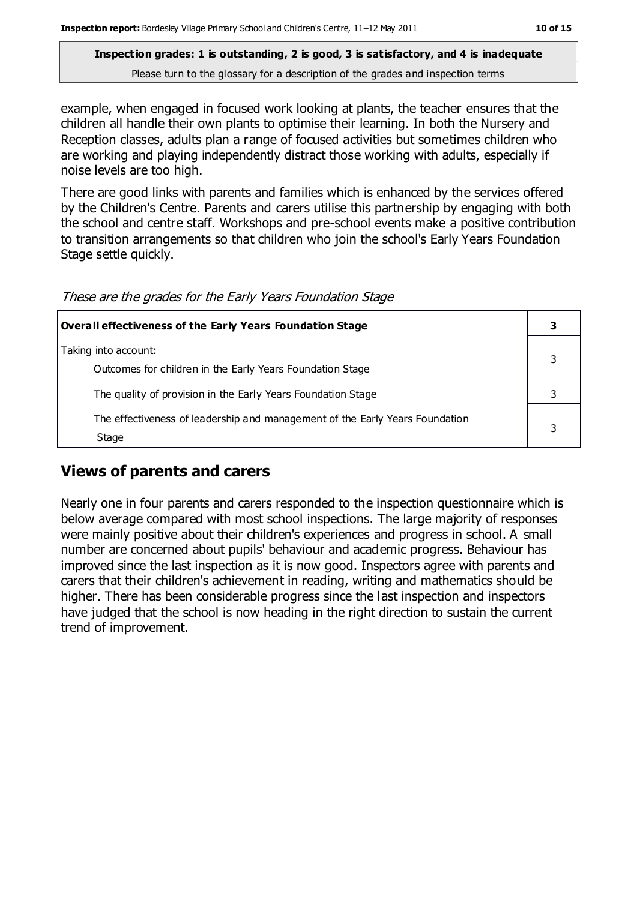**Inspection grades: 1 is outstanding, 2 is good, 3 is satisfactory, and 4 is inadequate**
Please turn to the glossary for a description of the grades and inspection terms

example, when engaged in focused work looking at plants, the teacher ensures that the children all handle their own plants to optimise their learning. In both the Nursery and Reception classes, adults plan a range of focused activities but sometimes children who are working and playing independently distract those working with adults, especially if noise levels are too high.

There are good links with parents and families which is enhanced by the services offered by the Children's Centre. Parents and carers utilise this partnership by engaging with both the school and centre staff. Workshops and pre-school events make a positive contribution to transition arrangements so that children who join the school's Early Years Foundation Stage settle quickly.

*These are the grades for the Early Years Foundation Stage*

| **Overall effectiveness of the Early Years Foundation Stage** | **3** |
|---|---|
| Taking into account:<br>Outcomes for children in the Early Years Foundation Stage | 3 |
| The quality of provision in the Early Years Foundation Stage | 3 |
| The effectiveness of leadership and management of the Early Years Foundation Stage | 3 |

## Views of parents and carers

Nearly one in four parents and carers responded to the inspection questionnaire which is below average compared with most school inspections. The large majority of responses were mainly positive about their children's experiences and progress in school. A small number are concerned about pupils' behaviour and academic progress. Behaviour has improved since the last inspection as it is now good. Inspectors agree with parents and carers that their children's achievement in reading, writing and mathematics should be higher. There has been considerable progress since the last inspection and inspectors have judged that the school is now heading in the right direction to sustain the current trend of improvement.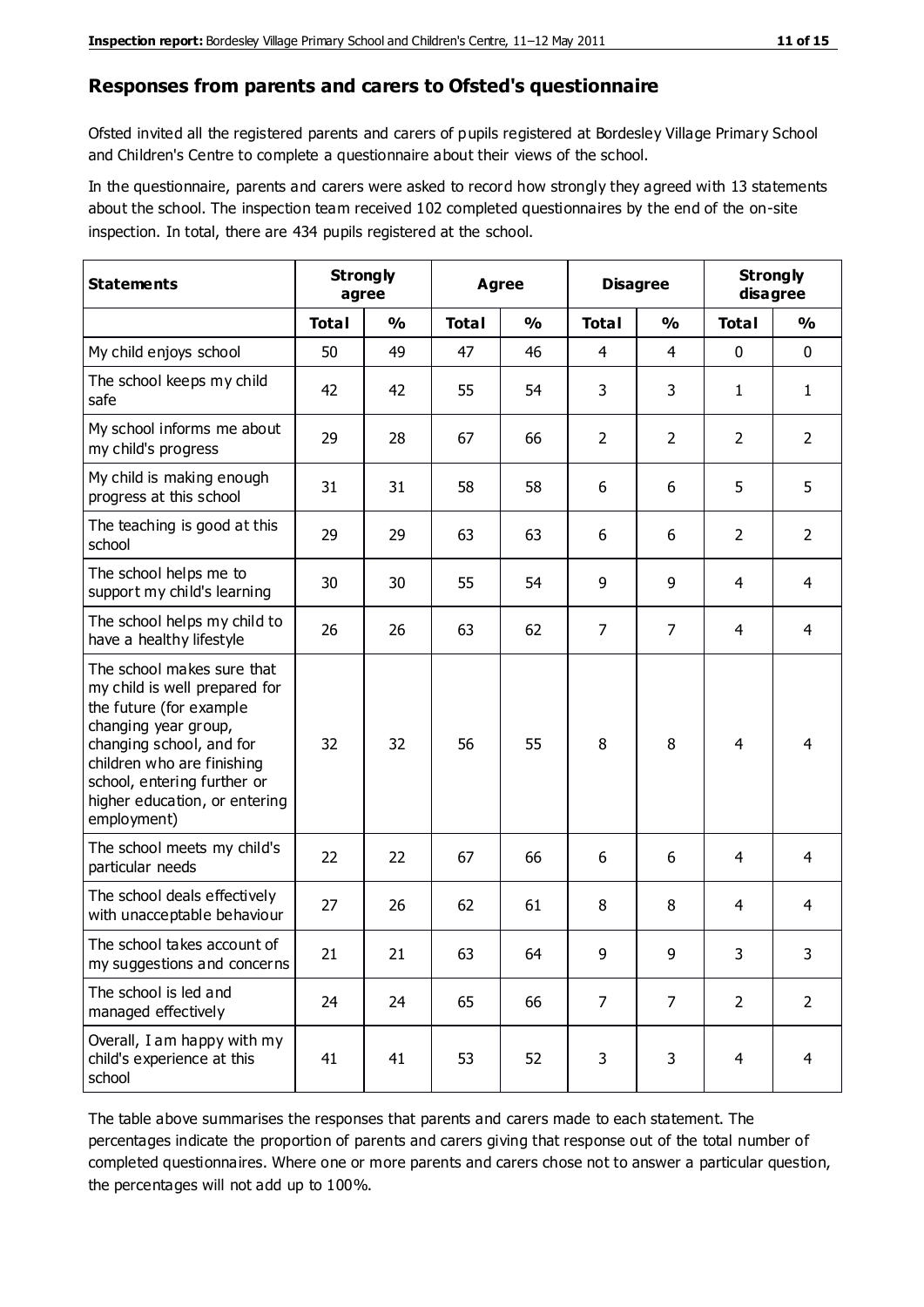## Responses from parents and carers to Ofsted's questionnaire

Ofsted invited all the registered parents and carers of pupils registered at Bordesley Village Primary School and Children's Centre to complete a questionnaire about their views of the school.

In the questionnaire, parents and carers were asked to record how strongly they agreed with 13 statements about the school. The inspection team received 102 completed questionnaires by the end of the on-site inspection. In total, there are 434 pupils registered at the school.

| Statements | Strongly agree | | Agree | | Disagree | | Strongly disagree | |
|---|---|---|---|---|---|---|---|---|
| | Total | % | Total | % | Total | % | Total | % |
| My child enjoys school | 50 | 49 | 47 | 46 | 4 | 4 | 0 | 0 |
| The school keeps my child safe | 42 | 42 | 55 | 54 | 3 | 3 | 1 | 1 |
| My school informs me about my child's progress | 29 | 28 | 67 | 66 | 2 | 2 | 2 | 2 |
| My child is making enough progress at this school | 31 | 31 | 58 | 58 | 6 | 6 | 5 | 5 |
| The teaching is good at this school | 29 | 29 | 63 | 63 | 6 | 6 | 2 | 2 |
| The school helps me to support my child's learning | 30 | 30 | 55 | 54 | 9 | 9 | 4 | 4 |
| The school helps my child to have a healthy lifestyle | 26 | 26 | 63 | 62 | 7 | 7 | 4 | 4 |
| The school makes sure that my child is well prepared for the future (for example changing year group, changing school, and for children who are finishing school, entering further or higher education, or entering employment) | 32 | 32 | 56 | 55 | 8 | 8 | 4 | 4 |
| The school meets my child's particular needs | 22 | 22 | 67 | 66 | 6 | 6 | 4 | 4 |
| The school deals effectively with unacceptable behaviour | 27 | 26 | 62 | 61 | 8 | 8 | 4 | 4 |
| The school takes account of my suggestions and concerns | 21 | 21 | 63 | 64 | 9 | 9 | 3 | 3 |
| The school is led and managed effectively | 24 | 24 | 65 | 66 | 7 | 7 | 2 | 2 |
| Overall, I am happy with my child's experience at this school | 41 | 41 | 53 | 52 | 3 | 3 | 4 | 4 |

The table above summarises the responses that parents and carers made to each statement. The percentages indicate the proportion of parents and carers giving that response out of the total number of completed questionnaires. Where one or more parents and carers chose not to answer a particular question, the percentages will not add up to 100%.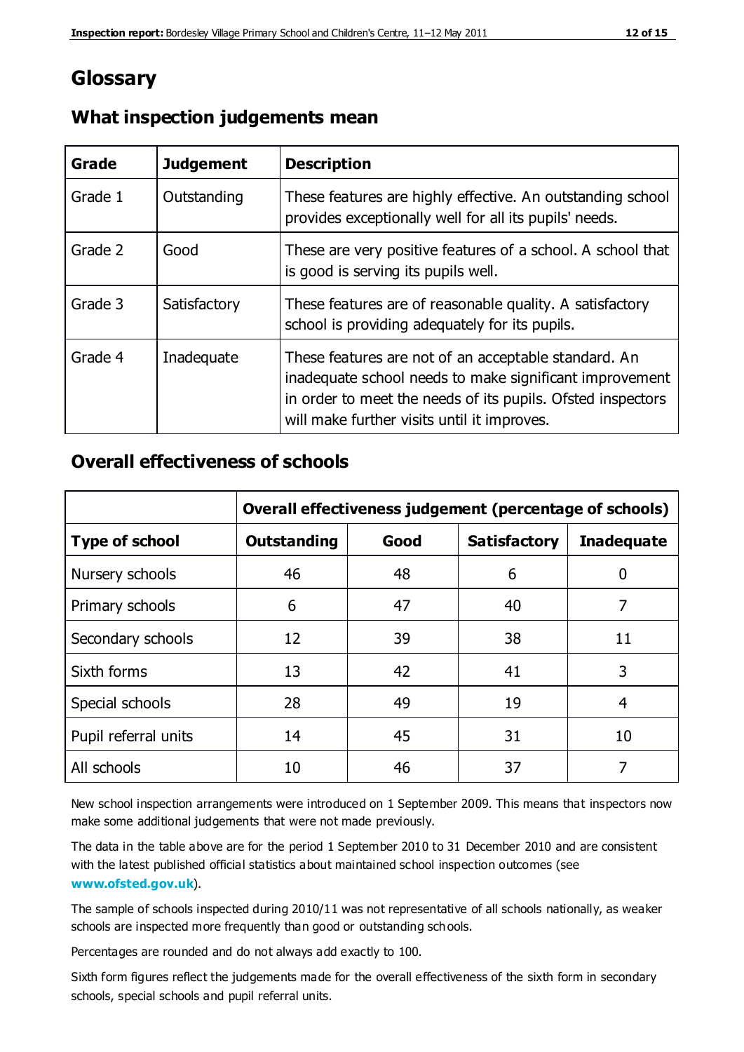# Glossary

## What inspection judgements mean

| Grade | Judgement | Description |
|---|---|---|
| Grade 1 | Outstanding | These features are highly effective. An outstanding school provides exceptionally well for all its pupils' needs. |
| Grade 2 | Good | These are very positive features of a school. A school that is good is serving its pupils well. |
| Grade 3 | Satisfactory | These features are of reasonable quality. A satisfactory school is providing adequately for its pupils. |
| Grade 4 | Inadequate | These features are not of an acceptable standard. An inadequate school needs to make significant improvement in order to meet the needs of its pupils. Ofsted inspectors will make further visits until it improves. |

## Overall effectiveness of schools

| | Overall effectiveness judgement (percentage of schools) | | | |
|---|---|---|---|---|
| **Type of school** | **Outstanding** | **Good** | **Satisfactory** | **Inadequate** |
| Nursery schools | 46 | 48 | 6 | 0 |
| Primary schools | 6 | 47 | 40 | 7 |
| Secondary schools | 12 | 39 | 38 | 11 |
| Sixth forms | 13 | 42 | 41 | 3 |
| Special schools | 28 | 49 | 19 | 4 |
| Pupil referral units | 14 | 45 | 31 | 10 |
| All schools | 10 | 46 | 37 | 7 |

New school inspection arrangements were introduced on 1 September 2009. This means that inspectors now make some additional judgements that were not made previously.

The data in the table above are for the period 1 September 2010 to 31 December 2010 and are consistent with the latest published official statistics about maintained school inspection outcomes (see **www.ofsted.gov.uk**).

The sample of schools inspected during 2010/11 was not representative of all schools nationally, as weaker schools are inspected more frequently than good or outstanding schools.

Percentages are rounded and do not always add exactly to 100.

Sixth form figures reflect the judgements made for the overall effectiveness of the sixth form in secondary schools, special schools and pupil referral units.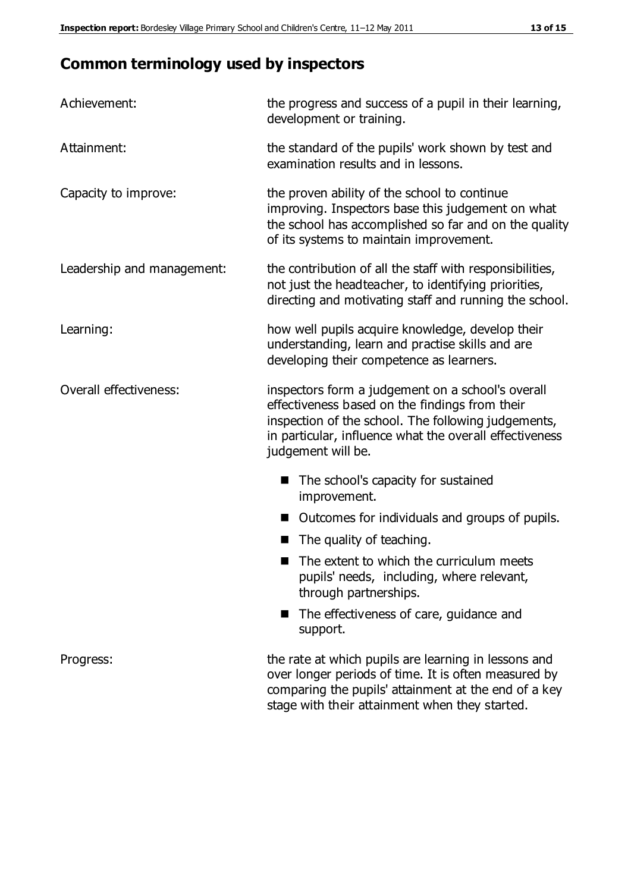## Common terminology used by inspectors

| | |
|---|---|
| Achievement: | the progress and success of a pupil in their learning, development or training. |
| Attainment: | the standard of the pupils' work shown by test and examination results and in lessons. |
| Capacity to improve: | the proven ability of the school to continue improving. Inspectors base this judgement on what the school has accomplished so far and on the quality of its systems to maintain improvement. |
| Leadership and management: | the contribution of all the staff with responsibilities, not just the headteacher, to identifying priorities, directing and motivating staff and running the school. |
| Learning: | how well pupils acquire knowledge, develop their understanding, learn and practise skills and are developing their competence as learners. |
| Overall effectiveness: | inspectors form a judgement on a school's overall effectiveness based on the findings from their inspection of the school. The following judgements, in particular, influence what the overall effectiveness judgement will be. <br>■ The school's capacity for sustained improvement. <br>■ Outcomes for individuals and groups of pupils. <br>■ The quality of teaching. <br>■ The extent to which the curriculum meets pupils' needs, including, where relevant, through partnerships. <br>■ The effectiveness of care, guidance and support. |
| Progress: | the rate at which pupils are learning in lessons and over longer periods of time. It is often measured by comparing the pupils' attainment at the end of a key stage with their attainment when they started. |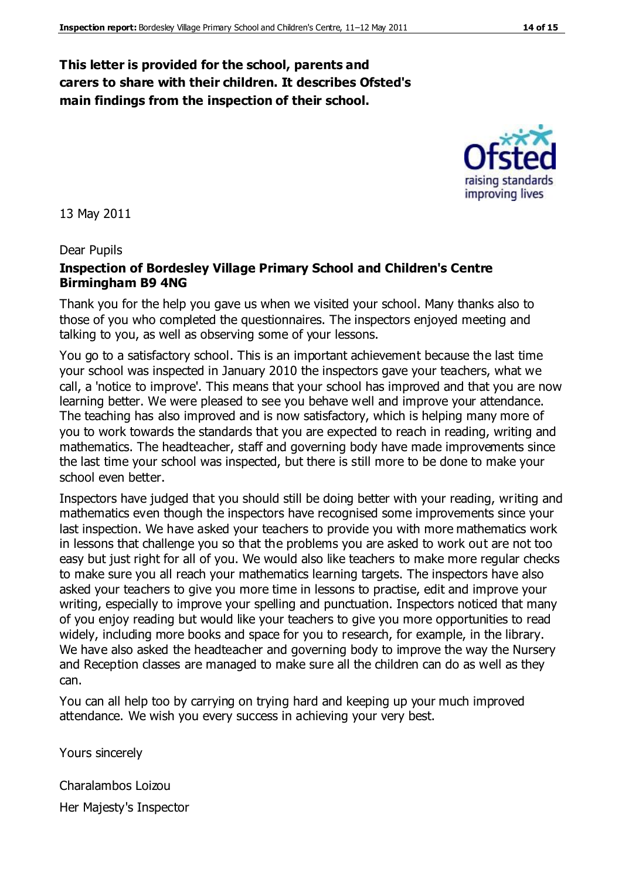**This letter is provided for the school, parents and carers to share with their children. It describes Ofsted's main findings from the inspection of their school.**

13 May 2011

Dear Pupils

**Inspection of Bordesley Village Primary School and Children's Centre Birmingham B9 4NG**

Thank you for the help you gave us when we visited your school. Many thanks also to those of you who completed the questionnaires. The inspectors enjoyed meeting and talking to you, as well as observing some of your lessons.

You go to a satisfactory school. This is an important achievement because the last time your school was inspected in January 2010 the inspectors gave your teachers, what we call, a 'notice to improve'. This means that your school has improved and that you are now learning better. We were pleased to see you behave well and improve your attendance. The teaching has also improved and is now satisfactory, which is helping many more of you to work towards the standards that you are expected to reach in reading, writing and mathematics. The headteacher, staff and governing body have made improvements since the last time your school was inspected, but there is still more to be done to make your school even better.

Inspectors have judged that you should still be doing better with your reading, writing and mathematics even though the inspectors have recognised some improvements since your last inspection. We have asked your teachers to provide you with more mathematics work in lessons that challenge you so that the problems you are asked to work out are not too easy but just right for all of you. We would also like teachers to make more regular checks to make sure you all reach your mathematics learning targets. The inspectors have also asked your teachers to give you more time in lessons to practise, edit and improve your writing, especially to improve your spelling and punctuation. Inspectors noticed that many of you enjoy reading but would like your teachers to give you more opportunities to read widely, including more books and space for you to research, for example, in the library. We have also asked the headteacher and governing body to improve the way the Nursery and Reception classes are managed to make sure all the children can do as well as they can.

You can all help too by carrying on trying hard and keeping up your much improved attendance. We wish you every success in achieving your very best.

Yours sincerely

Charalambos Loizou

Her Majesty's Inspector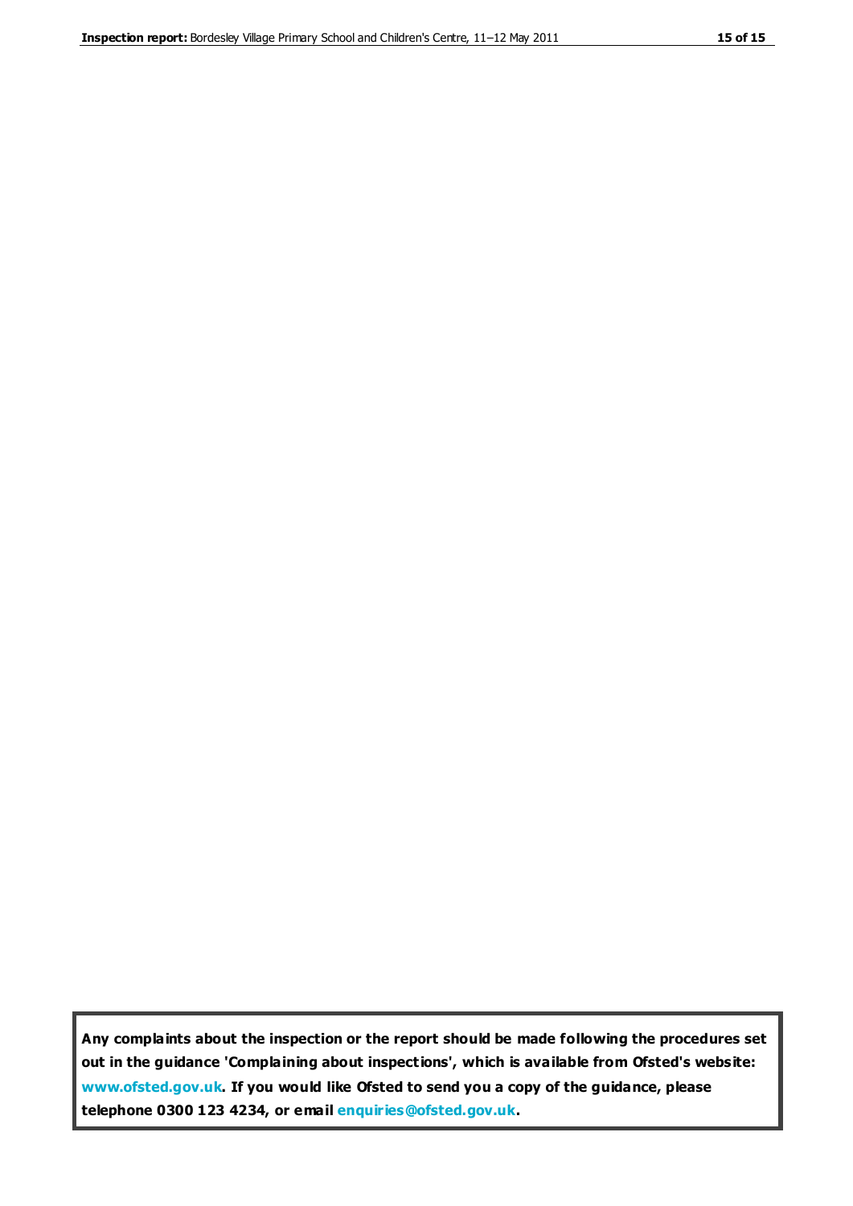**Any complaints about the inspection or the report should be made following the procedures set out in the guidance 'Complaining about inspections', which is available from Ofsted's website: www.ofsted.gov.uk. If you would like Ofsted to send you a copy of the guidance, please telephone 0300 123 4234, or email enquiries@ofsted.gov.uk.**